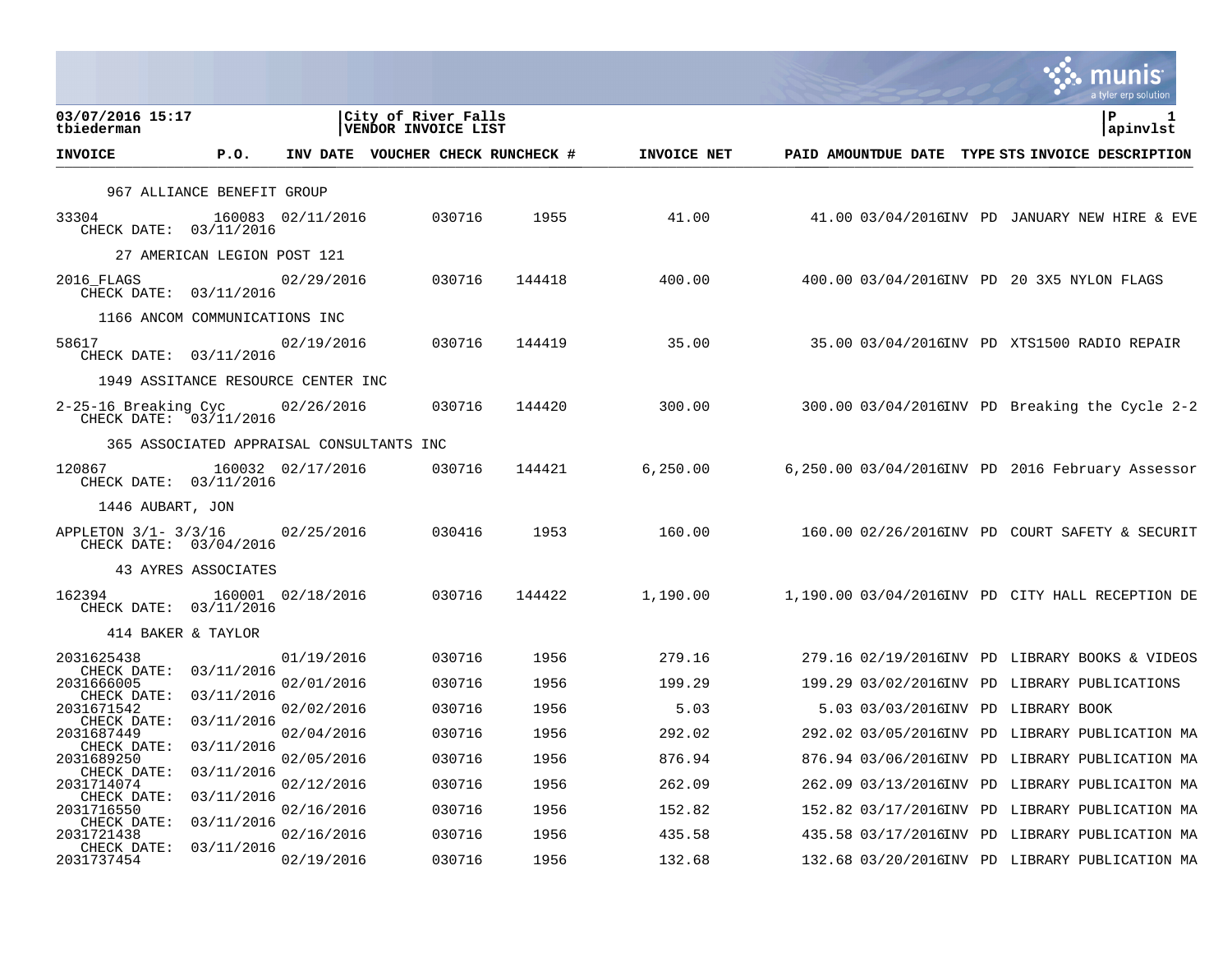03/07/2016 15:17
tbiederman

City of River Falls
VENDOR INVOICE LIST

P 1
apinvlst

| INVOICE | P.O. | INV DATE | VOUCHER | CHECK RUN | CHECK # | INVOICE NET | PAID AMOUNT | DUE DATE | TYPE | STS | INVOICE DESCRIPTION |
|---|---|---|---|---|---|---|---|---|---|---|---|
| 967 ALLIANCE BENEFIT GROUP | | | | | | | | | | | |
| 33304 CHECK DATE: 03/11/2016 | 160083 | 02/11/2016 | | 030716 | 1955 | 41.00 | 41.00 | 03/04/2016 | INV | PD | JANUARY NEW HIRE & EVE |
| 27 AMERICAN LEGION POST 121 | | | | | | | | | | | |
| 2016_FLAGS CHECK DATE: 03/11/2016 | | 02/29/2016 | | 030716 | 144418 | 400.00 | 400.00 | 03/04/2016 | INV | PD | 20 3X5 NYLON FLAGS |
| 1166 ANCOM COMMUNICATIONS INC | | | | | | | | | | | |
| 58617 CHECK DATE: 03/11/2016 | | 02/19/2016 | | 030716 | 144419 | 35.00 | 35.00 | 03/04/2016 | INV | PD | XTS1500 RADIO REPAIR |
| 1949 ASSITANCE RESOURCE CENTER INC | | | | | | | | | | | |
| 2-25-16 Breaking Cyc CHECK DATE: 03/11/2016 | | 02/26/2016 | | 030716 | 144420 | 300.00 | 300.00 | 03/04/2016 | INV | PD | Breaking the Cycle 2-2 |
| 365 ASSOCIATED APPRAISAL CONSULTANTS INC | | | | | | | | | | | |
| 120867 CHECK DATE: 03/11/2016 | 160032 | 02/17/2016 | | 030716 | 144421 | 6,250.00 | 6,250.00 | 03/04/2016 | INV | PD | 2016 February Assessor |
| 1446 AUBART, JON | | | | | | | | | | | |
| APPLETON 3/1- 3/3/16 CHECK DATE: 03/04/2016 | | 02/25/2016 | | 030416 | 1953 | 160.00 | 160.00 | 02/26/2016 | INV | PD | COURT SAFETY & SECURIT |
| 43 AYRES ASSOCIATES | | | | | | | | | | | |
| 162394 CHECK DATE: 03/11/2016 | 160001 | 02/18/2016 | | 030716 | 144422 | 1,190.00 | 1,190.00 | 03/04/2016 | INV | PD | CITY HALL RECEPTION DE |
| 414 BAKER & TAYLOR | | | | | | | | | | | |
| 2031625438 CHECK DATE: 03/11/2016 | | 01/19/2016 | | 030716 | 1956 | 279.16 | 279.16 | 02/19/2016 | INV | PD | LIBRARY BOOKS & VIDEOS |
| 2031666005 CHECK DATE: 03/11/2016 | | 02/01/2016 | | 030716 | 1956 | 199.29 | 199.29 | 03/02/2016 | INV | PD | LIBRARY PUBLICATIONS |
| 2031671542 CHECK DATE: 03/11/2016 | | 02/02/2016 | | 030716 | 1956 | 5.03 | 5.03 | 03/03/2016 | INV | PD | LIBRARY BOOK |
| 2031687449 CHECK DATE: 03/11/2016 | | 02/04/2016 | | 030716 | 1956 | 292.02 | 292.02 | 03/05/2016 | INV | PD | LIBRARY PUBLICATION MA |
| 2031689250 CHECK DATE: 03/11/2016 | | 02/05/2016 | | 030716 | 1956 | 876.94 | 876.94 | 03/06/2016 | INV | PD | LIBRARY PUBLICATION MA |
| 2031714074 CHECK DATE: 03/11/2016 | | 02/12/2016 | | 030716 | 1956 | 262.09 | 262.09 | 03/13/2016 | INV | PD | LIBRARY PUBLICAITON MA |
| 2031716550 CHECK DATE: 03/11/2016 | | 02/16/2016 | | 030716 | 1956 | 152.82 | 152.82 | 03/17/2016 | INV | PD | LIBRARY PUBLICATION MA |
| 2031721438 CHECK DATE: 03/11/2016 | | 02/16/2016 | | 030716 | 1956 | 435.58 | 435.58 | 03/17/2016 | INV | PD | LIBRARY PUBLICATION MA |
| 2031737454 | | 02/19/2016 | | 030716 | 1956 | 132.68 | 132.68 | 03/20/2016 | INV | PD | LIBRARY PUBLICATION MA |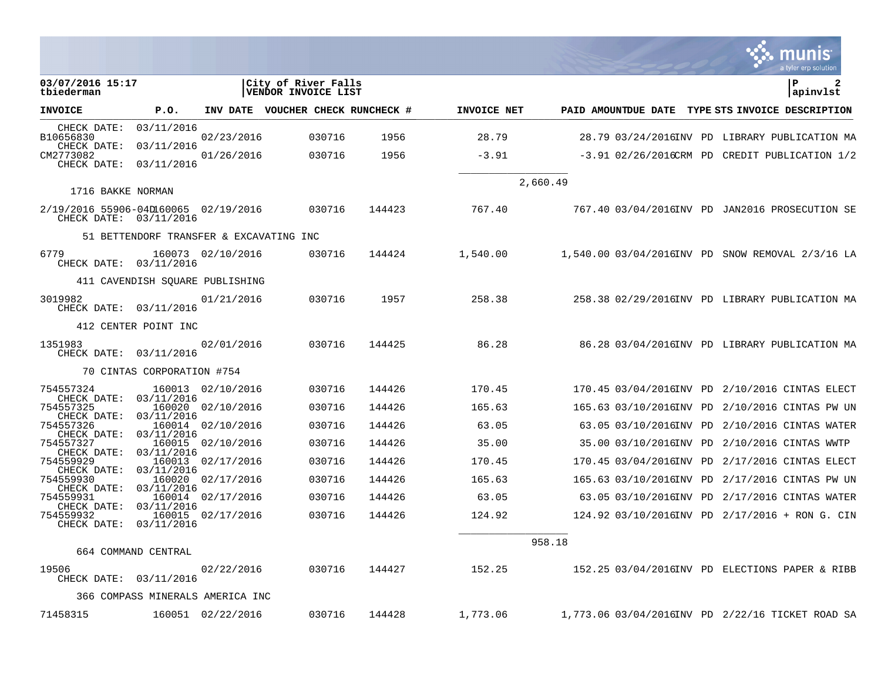03/07/2016 15:17 | City of River Falls | P 2
tbiederman | VENDOR INVOICE LIST | apinvlst

| INVOICE | P.O. | INV DATE | VOUCHER | CHECK RUN | CHECK # | INVOICE NET | PAID AMOUNT | DUE DATE | TYPE | STS | INVOICE DESCRIPTION |
|---|---|---|---|---|---|---|---|---|---|---|---|
| CHECK DATE: 03/11/2016 | | | | | | | | | | | |
| B10656830 | | 02/23/2016 | 030716 | | 1956 | 28.79 | 28.79 | 03/24/2016 | INV | PD | LIBRARY PUBLICATION MA |
| CHECK DATE: 03/11/2016 | | | | | | | | | | | |
| CM2773082 | | 01/26/2016 | 030716 | | 1956 | -3.91 | -3.91 | 02/26/2016 | CRM | PD | CREDIT PUBLICATION 1/2 |
| CHECK DATE: 03/11/2016 | | | | | | | | | | | |
| | | | | | | 2,660.49 | | | | | |
| 1716 BAKKE NORMAN | | | | | | | | | | | |
| 2/19/2016 55906-04D | 160065 | 02/19/2016 | 030716 | | 144423 | 767.40 | 767.40 | 03/04/2016 | INV | PD | JAN2016 PROSECUTION SE |
| CHECK DATE: 03/11/2016 | | | | | | | | | | | |
| 51 BETTENDORF TRANSFER & EXCAVATING INC | | | | | | | | | | | |
| 6779 | 160073 | 02/10/2016 | 030716 | | 144424 | 1,540.00 | 1,540.00 | 03/04/2016 | INV | PD | SNOW REMOVAL 2/3/16 LA |
| CHECK DATE: 03/11/2016 | | | | | | | | | | | |
| 411 CAVENDISH SQUARE PUBLISHING | | | | | | | | | | | |
| 3019982 | | 01/21/2016 | 030716 | | 1957 | 258.38 | 258.38 | 02/29/2016 | INV | PD | LIBRARY PUBLICATION MA |
| CHECK DATE: 03/11/2016 | | | | | | | | | | | |
| 412 CENTER POINT INC | | | | | | | | | | | |
| 1351983 | | 02/01/2016 | 030716 | | 144425 | 86.28 | 86.28 | 03/04/2016 | INV | PD | LIBRARY PUBLICATION MA |
| CHECK DATE: 03/11/2016 | | | | | | | | | | | |
| 70 CINTAS CORPORATION #754 | | | | | | | | | | | |
| 754557324 | 160013 | 02/10/2016 | 030716 | | 144426 | 170.45 | 170.45 | 03/04/2016 | INV | PD | 2/10/2016 CINTAS ELECT |
| CHECK DATE: 03/11/2016 | | | | | | | | | | | |
| 754557325 | 160020 | 02/10/2016 | 030716 | | 144426 | 165.63 | 165.63 | 03/10/2016 | INV | PD | 2/10/2016 CINTAS PW UN |
| CHECK DATE: 03/11/2016 | | | | | | | | | | | |
| 754557326 | 160014 | 02/10/2016 | 030716 | | 144426 | 63.05 | 63.05 | 03/10/2016 | INV | PD | 2/10/2016 CINTAS WATER |
| CHECK DATE: 03/11/2016 | | | | | | | | | | | |
| 754557327 | 160015 | 02/10/2016 | 030716 | | 144426 | 35.00 | 35.00 | 03/10/2016 | INV | PD | 2/10/2016 CINTAS WWTP |
| CHECK DATE: 03/11/2016 | | | | | | | | | | | |
| 754559929 | 160013 | 02/17/2016 | 030716 | | 144426 | 170.45 | 170.45 | 03/04/2016 | INV | PD | 2/17/2016 CINTAS ELECT |
| CHECK DATE: 03/11/2016 | | | | | | | | | | | |
| 754559930 | 160020 | 02/17/2016 | 030716 | | 144426 | 165.63 | 165.63 | 03/10/2016 | INV | PD | 2/17/2016 CINTAS PW UN |
| CHECK DATE: 03/11/2016 | | | | | | | | | | | |
| 754559931 | 160014 | 02/17/2016 | 030716 | | 144426 | 63.05 | 63.05 | 03/10/2016 | INV | PD | 2/17/2016 CINTAS WATER |
| CHECK DATE: 03/11/2016 | | | | | | | | | | | |
| 754559932 | 160015 | 02/17/2016 | 030716 | | 144426 | 124.92 | 124.92 | 03/10/2016 | INV | PD | 2/17/2016 + RON G. CIN |
| CHECK DATE: 03/11/2016 | | | | | | | | | | | |
| | | | | | | 958.18 | | | | | |
| 664 COMMAND CENTRAL | | | | | | | | | | | |
| 19506 | | 02/22/2016 | 030716 | | 144427 | 152.25 | 152.25 | 03/04/2016 | INV | PD | ELECTIONS PAPER & RIBB |
| CHECK DATE: 03/11/2016 | | | | | | | | | | | |
| 366 COMPASS MINERALS AMERICA INC | | | | | | | | | | | |
| 71458315 | 160051 | 02/22/2016 | 030716 | | 144428 | 1,773.06 | 1,773.06 | 03/04/2016 | INV | PD | 2/22/16 TICKET ROAD SA |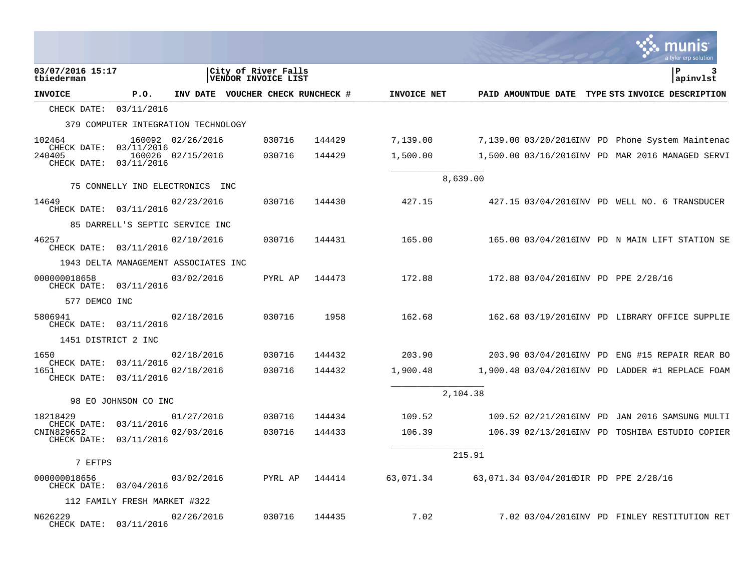**03/07/2016 15:17**
**tbiederman**

**City of River Falls**
**VENDOR INVOICE LIST**

**apinvlst**

| INVOICE | P.O. | INV DATE | VOUCHER | CHECK RUN | CHECK # | INVOICE NET | PAID AMOUNT | DUE DATE | TYPE | STS | INVOICE DESCRIPTION |
|---|---|---|---|---|---|---|---|---|---|---|---|
| CHECK DATE: 03/11/2016 | | | | | | | | | | | |
| 379 COMPUTER INTEGRATION TECHNOLOGY | | | | | | | | | | | |
| 102464 | 160092 | 02/26/2016 | | 030716 | 144429 | 7,139.00 | 7,139.00 | 03/20/2016 | INV | PD | Phone System Maintenac |
| CHECK DATE: 03/11/2016 | | | | | | | | | | | |
| 240405 | 160026 | 02/15/2016 | | 030716 | 144429 | 1,500.00 | 1,500.00 | 03/16/2016 | INV | PD | MAR 2016 MANAGED SERVI |
| CHECK DATE: 03/11/2016 | | | | | | | | | | | |
| | | | | | | 8,639.00 | | | | | |
| 75 CONNELLY IND ELECTRONICS INC | | | | | | | | | | | |
| 14649 | | 02/23/2016 | | 030716 | 144430 | 427.15 | 427.15 | 03/04/2016 | INV | PD | WELL NO. 6 TRANSDUCER |
| CHECK DATE: 03/11/2016 | | | | | | | | | | | |
| 85 DARRELL'S SEPTIC SERVICE INC | | | | | | | | | | | |
| 46257 | | 02/10/2016 | | 030716 | 144431 | 165.00 | 165.00 | 03/04/2016 | INV | PD | N MAIN LIFT STATION SE |
| CHECK DATE: 03/11/2016 | | | | | | | | | | | |
| 1943 DELTA MANAGEMENT ASSOCIATES INC | | | | | | | | | | | |
| 000000018658 | | 03/02/2016 | | PYRL AP | 144473 | 172.88 | 172.88 | 03/04/2016 | INV | PD | PPE 2/28/16 |
| CHECK DATE: 03/11/2016 | | | | | | | | | | | |
| 577 DEMCO INC | | | | | | | | | | | |
| 5806941 | | 02/18/2016 | | 030716 | 1958 | 162.68 | 162.68 | 03/19/2016 | INV | PD | LIBRARY OFFICE SUPPLIE |
| CHECK DATE: 03/11/2016 | | | | | | | | | | | |
| 1451 DISTRICT 2 INC | | | | | | | | | | | |
| 1650 | | 02/18/2016 | | 030716 | 144432 | 203.90 | 203.90 | 03/04/2016 | INV | PD | ENG #15 REPAIR REAR BO |
| CHECK DATE: 03/11/2016 | | | | | | | | | | | |
| 1651 | | 02/18/2016 | | 030716 | 144432 | 1,900.48 | 1,900.48 | 03/04/2016 | INV | PD | LADDER #1 REPLACE FOAM |
| CHECK DATE: 03/11/2016 | | | | | | | | | | | |
| | | | | | | 2,104.38 | | | | | |
| 98 EO JOHNSON CO INC | | | | | | | | | | | |
| 18218429 | | 01/27/2016 | | 030716 | 144434 | 109.52 | 109.52 | 02/21/2016 | INV | PD | JAN 2016 SAMSUNG MULTI |
| CHECK DATE: 03/11/2016 | | | | | | | | | | | |
| CNIN829652 | | 02/03/2016 | | 030716 | 144433 | 106.39 | 106.39 | 02/13/2016 | INV | PD | TOSHIBA ESTUDIO COPIER |
| CHECK DATE: 03/11/2016 | | | | | | | | | | | |
| | | | | | | 215.91 | | | | | |
| 7 EFTPS | | | | | | | | | | | |
| 000000018656 | | 03/02/2016 | | PYRL AP | 144414 | 63,071.34 | 63,071.34 | 03/04/2016 | DIR | PD | PPE 2/28/16 |
| CHECK DATE: 03/04/2016 | | | | | | | | | | | |
| 112 FAMILY FRESH MARKET #322 | | | | | | | | | | | |
| N626229 | | 02/26/2016 | | 030716 | 144435 | 7.02 | 7.02 | 03/04/2016 | INV | PD | FINLEY RESTITUTION RET |
| CHECK DATE: 03/11/2016 | | | | | | | | | | | |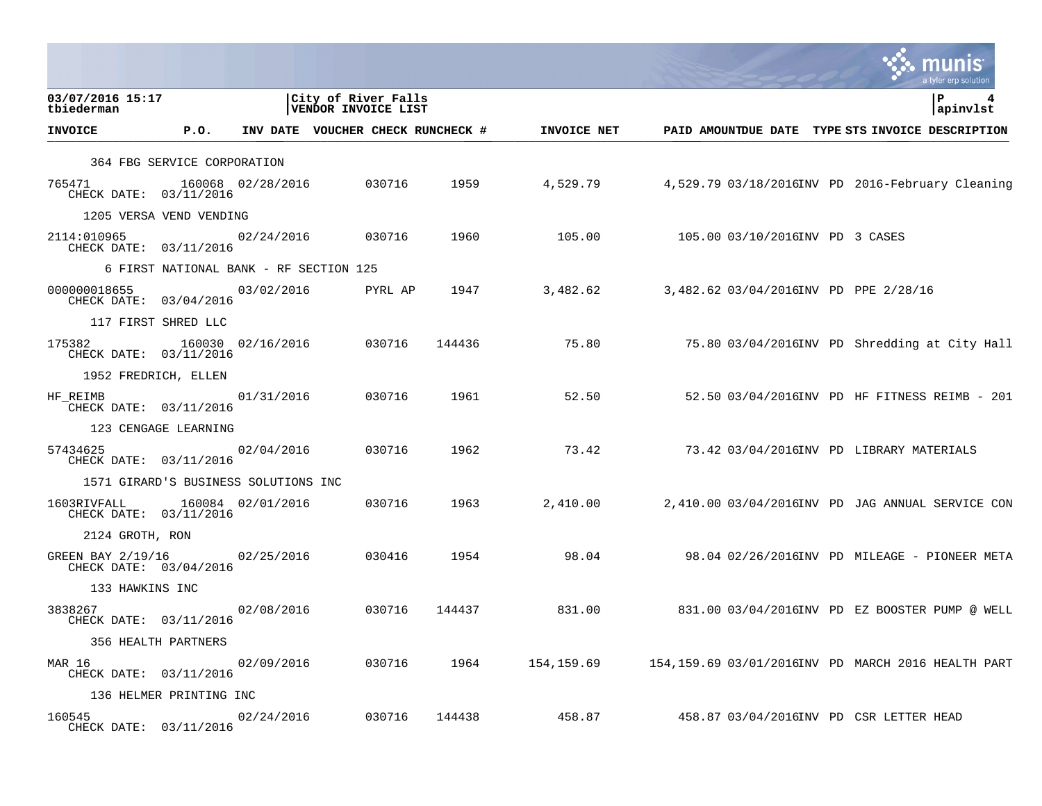03/07/2016 15:17 | City of River Falls | P 4
tbiederman | VENDOR INVOICE LIST | apinvlst

| INVOICE | P.O. | INV DATE | VOUCHER | CHECK RUN | CHECK # | INVOICE NET | PAID AMOUNT | DUE DATE | TYPE | STS | INVOICE DESCRIPTION |
|---|---|---|---|---|---|---|---|---|---|---|---|
| 364 FBG SERVICE CORPORATION | | | | | | | | | | | |
| 765471 | 160068 | 02/28/2016 | | 030716 | 1959 | 4,529.79 | 4,529.79 | 03/18/2016 | INV | PD | 2016-February Cleaning |
| CHECK DATE: 03/11/2016 | | | | | | | | | | | |
| 1205 VERSA VEND VENDING | | | | | | | | | | | |
| 2114:010965 | | 02/24/2016 | | 030716 | 1960 | 105.00 | 105.00 | 03/10/2016 | INV | PD | 3 CASES |
| CHECK DATE: 03/11/2016 | | | | | | | | | | | |
| 6 FIRST NATIONAL BANK - RF SECTION 125 | | | | | | | | | | | |
| 000000018655 | | 03/02/2016 | | PYRL AP | 1947 | 3,482.62 | 3,482.62 | 03/04/2016 | INV | PD | PPE 2/28/16 |
| CHECK DATE: 03/04/2016 | | | | | | | | | | | |
| 117 FIRST SHRED LLC | | | | | | | | | | | |
| 175382 | 160030 | 02/16/2016 | | 030716 | 144436 | 75.80 | 75.80 | 03/04/2016 | INV | PD | Shredding at City Hall |
| CHECK DATE: 03/11/2016 | | | | | | | | | | | |
| 1952 FREDRICH, ELLEN | | | | | | | | | | | |
| HF_REIMB | | 01/31/2016 | | 030716 | 1961 | 52.50 | 52.50 | 03/04/2016 | INV | PD | HF FITNESS REIMB - 201 |
| CHECK DATE: 03/11/2016 | | | | | | | | | | | |
| 123 CENGAGE LEARNING | | | | | | | | | | | |
| 57434625 | | 02/04/2016 | | 030716 | 1962 | 73.42 | 73.42 | 03/04/2016 | INV | PD | LIBRARY MATERIALS |
| CHECK DATE: 03/11/2016 | | | | | | | | | | | |
| 1571 GIRARD'S BUSINESS SOLUTIONS INC | | | | | | | | | | | |
| 1603RIVFALL | 160084 | 02/01/2016 | | 030716 | 1963 | 2,410.00 | 2,410.00 | 03/04/2016 | INV | PD | JAG ANNUAL SERVICE CON |
| CHECK DATE: 03/11/2016 | | | | | | | | | | | |
| 2124 GROTH, RON | | | | | | | | | | | |
| GREEN BAY 2/19/16 | | 02/25/2016 | | 030416 | 1954 | 98.04 | 98.04 | 02/26/2016 | INV | PD | MILEAGE - PIONEER META |
| CHECK DATE: 03/04/2016 | | | | | | | | | | | |
| 133 HAWKINS INC | | | | | | | | | | | |
| 3838267 | | 02/08/2016 | | 030716 | 144437 | 831.00 | 831.00 | 03/04/2016 | INV | PD | EZ BOOSTER PUMP @ WELL |
| CHECK DATE: 03/11/2016 | | | | | | | | | | | |
| 356 HEALTH PARTNERS | | | | | | | | | | | |
| MAR 16 | | 02/09/2016 | | 030716 | 1964 | 154,159.69 | 154,159.69 | 03/01/2016 | INV | PD | MARCH 2016 HEALTH PART |
| CHECK DATE: 03/11/2016 | | | | | | | | | | | |
| 136 HELMER PRINTING INC | | | | | | | | | | | |
| 160545 | | 02/24/2016 | | 030716 | 144438 | 458.87 | 458.87 | 03/04/2016 | INV | PD | CSR LETTER HEAD |
| CHECK DATE: 03/11/2016 | | | | | | | | | | | |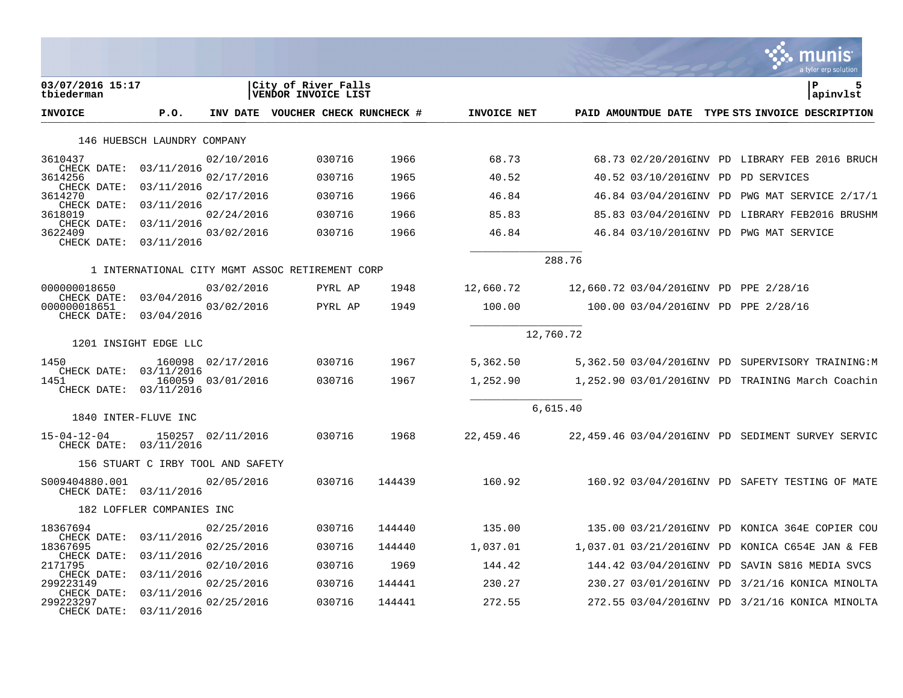**03/07/2016 15:17**
**tbiederman**

**City of River Falls**
**VENDOR INVOICE LIST**

**P 5**
**apinvlst**

| INVOICE | P.O. | INV DATE | VOUCHER | CHECK RUN | CHECK # | INVOICE NET | | PAID AMOUNT | DUE DATE | TYPE | STS | INVOICE DESCRIPTION |
|---|---|---|---|---|---|---|---|---|---|---|---|---|
| **146 HUEBSCH LAUNDRY COMPANY** | | | | | | | | | | | | |
| 3610437 CHECK DATE: 03/11/2016 | | 02/10/2016 | | 030716 | 1966 | 68.73 | | 68.73 | 02/20/2016 | INV | PD | LIBRARY FEB 2016 BRUCH |
| 3614256 CHECK DATE: 03/11/2016 | | 02/17/2016 | | 030716 | 1965 | 40.52 | | 40.52 | 03/10/2016 | INV | PD | PD SERVICES |
| 3614270 CHECK DATE: 03/11/2016 | | 02/17/2016 | | 030716 | 1966 | 46.84 | | 46.84 | 03/04/2016 | INV | PD | PWG MAT SERVICE 2/17/1 |
| 3618019 CHECK DATE: 03/11/2016 | | 02/24/2016 | | 030716 | 1966 | 85.83 | | 85.83 | 03/04/2016 | INV | PD | LIBRARY FEB2016 BRUSHM |
| 3622409 CHECK DATE: 03/11/2016 | | 03/02/2016 | | 030716 | 1966 | 46.84 | | 46.84 | 03/10/2016 | INV | PD | PWG MAT SERVICE |
| | | | | | | | 288.76 | | | | | |
| **1 INTERNATIONAL CITY MGMT ASSOC RETIREMENT CORP** | | | | | | | | | | | | |
| 000000018650 CHECK DATE: 03/04/2016 | | 03/02/2016 | | PYRL AP | 1948 | 12,660.72 | | 12,660.72 | 03/04/2016 | INV | PD | PPE 2/28/16 |
| 000000018651 CHECK DATE: 03/04/2016 | | 03/02/2016 | | PYRL AP | 1949 | 100.00 | | 100.00 | 03/04/2016 | INV | PD | PPE 2/28/16 |
| | | | | | | | 12,760.72 | | | | | |
| **1201 INSIGHT EDGE LLC** | | | | | | | | | | | | |
| 1450 CHECK DATE: 03/11/2016 | 160098 | 02/17/2016 | | 030716 | 1967 | 5,362.50 | | 5,362.50 | 03/04/2016 | INV | PD | SUPERVISORY TRAINING:M |
| 1451 CHECK DATE: 03/11/2016 | 160059 | 03/01/2016 | | 030716 | 1967 | 1,252.90 | | 1,252.90 | 03/01/2016 | INV | PD | TRAINING March Coachin |
| | | | | | | | 6,615.40 | | | | | |
| **1840 INTER-FLUVE INC** | | | | | | | | | | | | |
| 15-04-12-04 CHECK DATE: 03/11/2016 | 150257 | 02/11/2016 | | 030716 | 1968 | 22,459.46 | | 22,459.46 | 03/04/2016 | INV | PD | SEDIMENT SURVEY SERVIC |
| **156 STUART C IRBY TOOL AND SAFETY** | | | | | | | | | | | | |
| S009404880.001 CHECK DATE: 03/11/2016 | | 02/05/2016 | | 030716 | 144439 | 160.92 | | 160.92 | 03/04/2016 | INV | PD | SAFETY TESTING OF MATE |
| **182 LOFFLER COMPANIES INC** | | | | | | | | | | | | |
| 18367694 CHECK DATE: 03/11/2016 | | 02/25/2016 | | 030716 | 144440 | 135.00 | | 135.00 | 03/21/2016 | INV | PD | KONICA 364E COPIER COU |
| 18367695 CHECK DATE: 03/11/2016 | | 02/25/2016 | | 030716 | 144440 | 1,037.01 | | 1,037.01 | 03/21/2016 | INV | PD | KONICA C654E JAN & FEB |
| 2171795 CHECK DATE: 03/11/2016 | | 02/10/2016 | | 030716 | 1969 | 144.42 | | 144.42 | 03/04/2016 | INV | PD | SAVIN S816 MEDIA SVCS |
| 299223149 CHECK DATE: 03/11/2016 | | 02/25/2016 | | 030716 | 144441 | 230.27 | | 230.27 | 03/01/2016 | INV | PD | 3/21/16 KONICA MINOLTA |
| 299223297 CHECK DATE: 03/11/2016 | | 02/25/2016 | | 030716 | 144441 | 272.55 | | 272.55 | 03/04/2016 | INV | PD | 3/21/16 KONICA MINOLTA |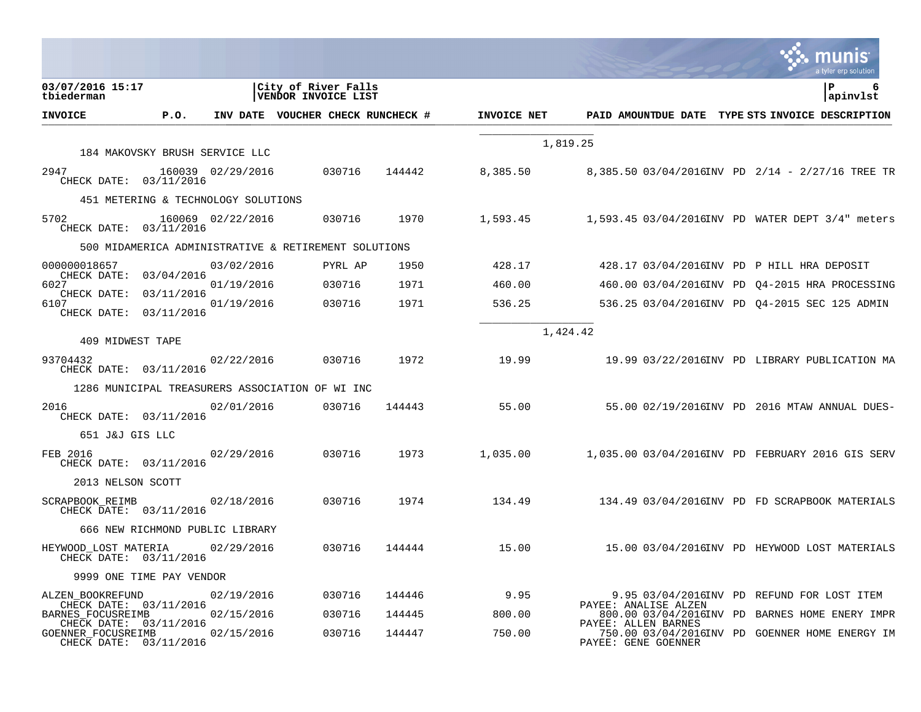**03/07/2016 15:17** | **City of River Falls** | **P 6**
**tbiederman** | **VENDOR INVOICE LIST** | **apinvlst**

| INVOICE | P.O. | INV DATE | VOUCHER | CHECK RUN | CHECK # | INVOICE NET | PAID AMOUNT | DUE DATE | TYPE | STS | INVOICE DESCRIPTION |
|---|---|---|---|---|---|---|---|---|---|---|---|
| | | | | | | 1,819.25 | | | | | |
| **184 MAKOVSKY BRUSH SERVICE LLC** | | | | | | | | | | | |
| 2947 CHECK DATE: 03/11/2016 | 160039 | 02/29/2016 | 030716 | | 144442 | 8,385.50 | 8,385.50 | 03/04/2016 | INV | PD | 2/14 - 2/27/16 TREE TR |
| **451 METERING & TECHNOLOGY SOLUTIONS** | | | | | | | | | | | |
| 5702 CHECK DATE: 03/11/2016 | 160069 | 02/22/2016 | 030716 | | 1970 | 1,593.45 | 1,593.45 | 03/04/2016 | INV | PD | WATER DEPT 3/4" meters |
| **500 MIDAMERICA ADMINISTRATIVE & RETIREMENT SOLUTIONS** | | | | | | | | | | | |
| 000000018657 CHECK DATE: 03/04/2016 | | 03/02/2016 | PYRL AP | | 1950 | 428.17 | 428.17 | 03/04/2016 | INV | PD | P HILL HRA DEPOSIT |
| 6027 CHECK DATE: 03/11/2016 | | 01/19/2016 | 030716 | | 1971 | 460.00 | 460.00 | 03/04/2016 | INV | PD | Q4-2015 HRA PROCESSING |
| 6107 CHECK DATE: 03/11/2016 | | 01/19/2016 | 030716 | | 1971 | 536.25 | 536.25 | 03/04/2016 | INV | PD | Q4-2015 SEC 125 ADMIN |
| | | | | | | 1,424.42 | | | | | |
| **409 MIDWEST TAPE** | | | | | | | | | | | |
| 93704432 CHECK DATE: 03/11/2016 | | 02/22/2016 | 030716 | | 1972 | 19.99 | 19.99 | 03/22/2016 | INV | PD | LIBRARY PUBLICATION MA |
| **1286 MUNICIPAL TREASURERS ASSOCIATION OF WI INC** | | | | | | | | | | | |
| 2016 CHECK DATE: 03/11/2016 | | 02/01/2016 | 030716 | | 144443 | 55.00 | 55.00 | 02/19/2016 | INV | PD | 2016 MTAW ANNUAL DUES- |
| **651 J&J GIS LLC** | | | | | | | | | | | |
| FEB 2016 CHECK DATE: 03/11/2016 | | 02/29/2016 | 030716 | | 1973 | 1,035.00 | 1,035.00 | 03/04/2016 | INV | PD | FEBRUARY 2016 GIS SERV |
| **2013 NELSON SCOTT** | | | | | | | | | | | |
| SCRAPBOOK_REIMB CHECK DATE: 03/11/2016 | | 02/18/2016 | 030716 | | 1974 | 134.49 | 134.49 | 03/04/2016 | INV | PD | FD SCRAPBOOK MATERIALS |
| **666 NEW RICHMOND PUBLIC LIBRARY** | | | | | | | | | | | |
| HEYWOOD_LOST MATERIA CHECK DATE: 03/11/2016 | | 02/29/2016 | 030716 | | 144444 | 15.00 | 15.00 | 03/04/2016 | INV | PD | HEYWOOD LOST MATERIALS |
| **9999 ONE TIME PAY VENDOR** | | | | | | | | | | | |
| ALZEN_BOOKREFUND CHECK DATE: 03/11/2016 | | 02/19/2016 | 030716 | | 144446 | 9.95 | 9.95 PAYEE: ANALISE ALZEN | 03/04/2016 | INV | PD | REFUND FOR LOST ITEM |
| BARNES_FOCUSREIMB CHECK DATE: 03/11/2016 | | 02/15/2016 | 030716 | | 144445 | 800.00 | 800.00 PAYEE: ALLEN BARNES | 03/04/2016 | INV | PD | BARNES HOME ENERY IMPR |
| GOENNER_FOCUSREIMB CHECK DATE: 03/11/2016 | | 02/15/2016 | 030716 | | 144447 | 750.00 | 750.00 PAYEE: GENE GOENNER | 03/04/2016 | INV | PD | GOENNER HOME ENERGY IM |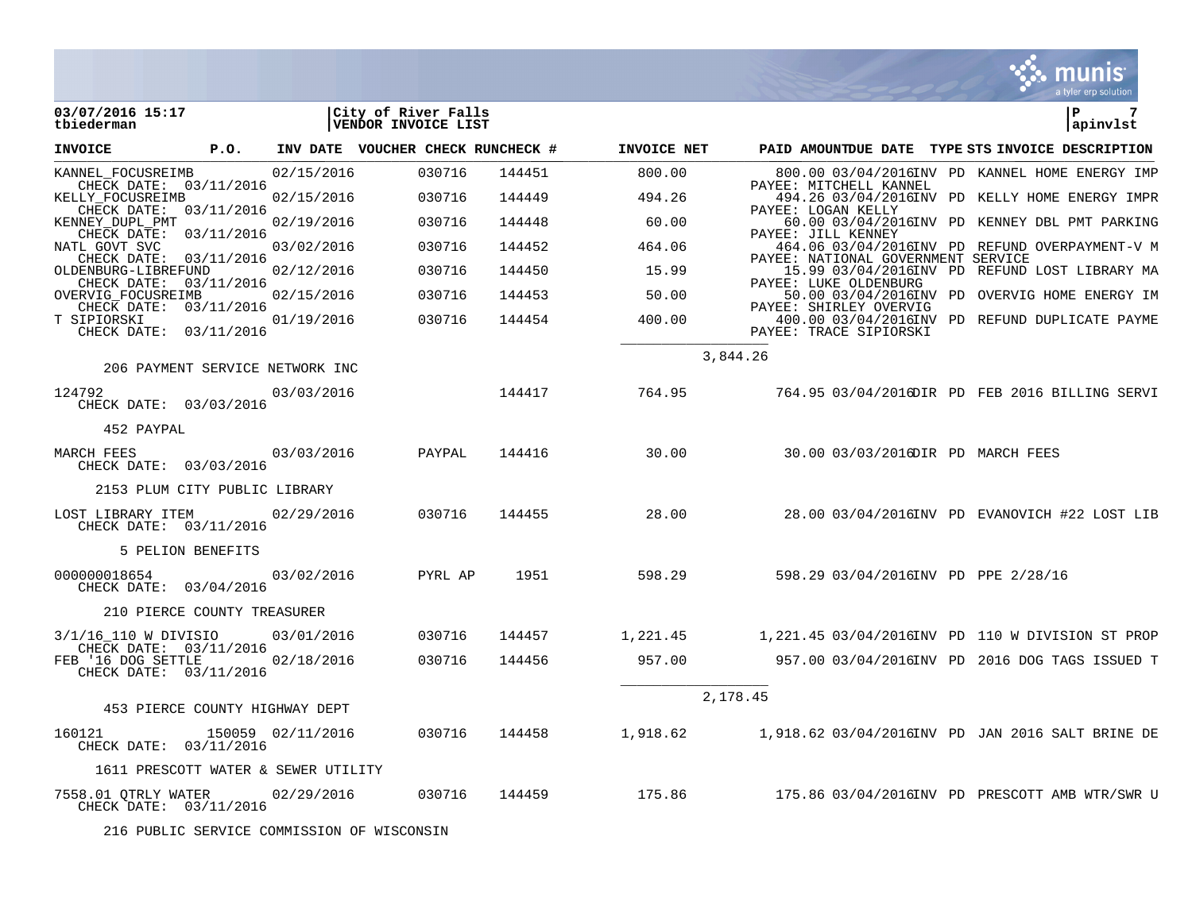03/07/2016 15:17
tbiederman

City of River Falls
VENDOR INVOICE LIST

apinvlst

| INVOICE | P.O. | INV DATE | VOUCHER | CHECK RUN | CHECK # | INVOICE NET | PAID AMOUNT | DUE DATE | TYPE | STS | INVOICE DESCRIPTION |
|---|---|---|---|---|---|---|---|---|---|---|---|
| KANNEL_FOCUSREIMB<br>CHECK DATE: 03/11/2016 | | 02/15/2016 | | 030716 | 144451 | 800.00 | 800.00<br>PAYEE: MITCHELL KANNEL | 03/04/2016 | INV | PD | KANNEL HOME ENERGY IMP |
| KELLY_FOCUSREIMB<br>CHECK DATE: 03/11/2016 | | 02/15/2016 | | 030716 | 144449 | 494.26 | 494.26<br>PAYEE: LOGAN KELLY | 03/04/2016 | INV | PD | KELLY HOME ENERGY IMPR |
| KENNEY_DUPL_PMT<br>CHECK DATE: 03/11/2016 | | 02/19/2016 | | 030716 | 144448 | 60.00 | 60.00<br>PAYEE: JILL KENNEY | 03/04/2016 | INV | PD | KENNEY DBL PMT PARKING |
| NATL GOVT SVC<br>CHECK DATE: 03/11/2016 | | 03/02/2016 | | 030716 | 144452 | 464.06 | 464.06<br>PAYEE: NATIONAL GOVERNMENT SERVICE | 03/04/2016 | INV | PD | REFUND OVERPAYMENT-V M |
| OLDENBURG-LIBREFUND<br>CHECK DATE: 03/11/2016 | | 02/12/2016 | | 030716 | 144450 | 15.99 | 15.99<br>PAYEE: LUKE OLDENBURG | 03/04/2016 | INV | PD | REFUND LOST LIBRARY MA |
| OVERVIG_FOCUSREIMB<br>CHECK DATE: 03/11/2016 | | 02/15/2016 | | 030716 | 144453 | 50.00 | 50.00<br>PAYEE: SHIRLEY OVERVIG | 03/04/2016 | INV | PD | OVERVIG HOME ENERGY IM |
| T SIPIORSKI<br>CHECK DATE: 03/11/2016 | | 01/19/2016 | | 030716 | 144454 | 400.00 | 400.00<br>PAYEE: TRACE SIPIORSKI | 03/04/2016 | INV | PD | REFUND DUPLICATE PAYME |
| | | | | | | 3,844.26 | | | | | |
| **206 PAYMENT SERVICE NETWORK INC** | | | | | | | | | | | |
| 124792<br>CHECK DATE: 03/03/2016 | | 03/03/2016 | | | 144417 | 764.95 | 764.95 | 03/04/2016 | DIR | PD | FEB 2016 BILLING SERVI |
| **452 PAYPAL** | | | | | | | | | | | |
| MARCH FEES<br>CHECK DATE: 03/03/2016 | | 03/03/2016 | | PAYPAL | 144416 | 30.00 | 30.00 | 03/03/2016 | DIR | PD | MARCH FEES |
| **2153 PLUM CITY PUBLIC LIBRARY** | | | | | | | | | | | |
| LOST LIBRARY ITEM<br>CHECK DATE: 03/11/2016 | | 02/29/2016 | | 030716 | 144455 | 28.00 | 28.00 | 03/04/2016 | INV | PD | EVANOVICH #22 LOST LIB |
| **5 PELION BENEFITS** | | | | | | | | | | | |
| 000000018654<br>CHECK DATE: 03/04/2016 | | 03/02/2016 | | PYRL AP | 1951 | 598.29 | 598.29 | 03/04/2016 | INV | PD | PPE 2/28/16 |
| **210 PIERCE COUNTY TREASURER** | | | | | | | | | | | |
| 3/1/16_110 W DIVISIO<br>CHECK DATE: 03/11/2016 | | 03/01/2016 | | 030716 | 144457 | 1,221.45 | 1,221.45 | 03/04/2016 | INV | PD | 110 W DIVISION ST PROP |
| FEB '16 DOG SETTLE<br>CHECK DATE: 03/11/2016 | | 02/18/2016 | | 030716 | 144456 | 957.00 | 957.00 | 03/04/2016 | INV | PD | 2016 DOG TAGS ISSUED T |
| | | | | | | 2,178.45 | | | | | |
| **453 PIERCE COUNTY HIGHWAY DEPT** | | | | | | | | | | | |
| 160121<br>CHECK DATE: 03/11/2016 | 150059 | 02/11/2016 | | 030716 | 144458 | 1,918.62 | 1,918.62 | 03/04/2016 | INV | PD | JAN 2016 SALT BRINE DE |
| **1611 PRESCOTT WATER & SEWER UTILITY** | | | | | | | | | | | |
| 7558.01 QTRLY WATER<br>CHECK DATE: 03/11/2016 | | 02/29/2016 | | 030716 | 144459 | 175.86 | 175.86 | 03/04/2016 | INV | PD | PRESCOTT AMB WTR/SWR U |
| **216 PUBLIC SERVICE COMMISSION OF WISCONSIN** | | | | | | | | | | | |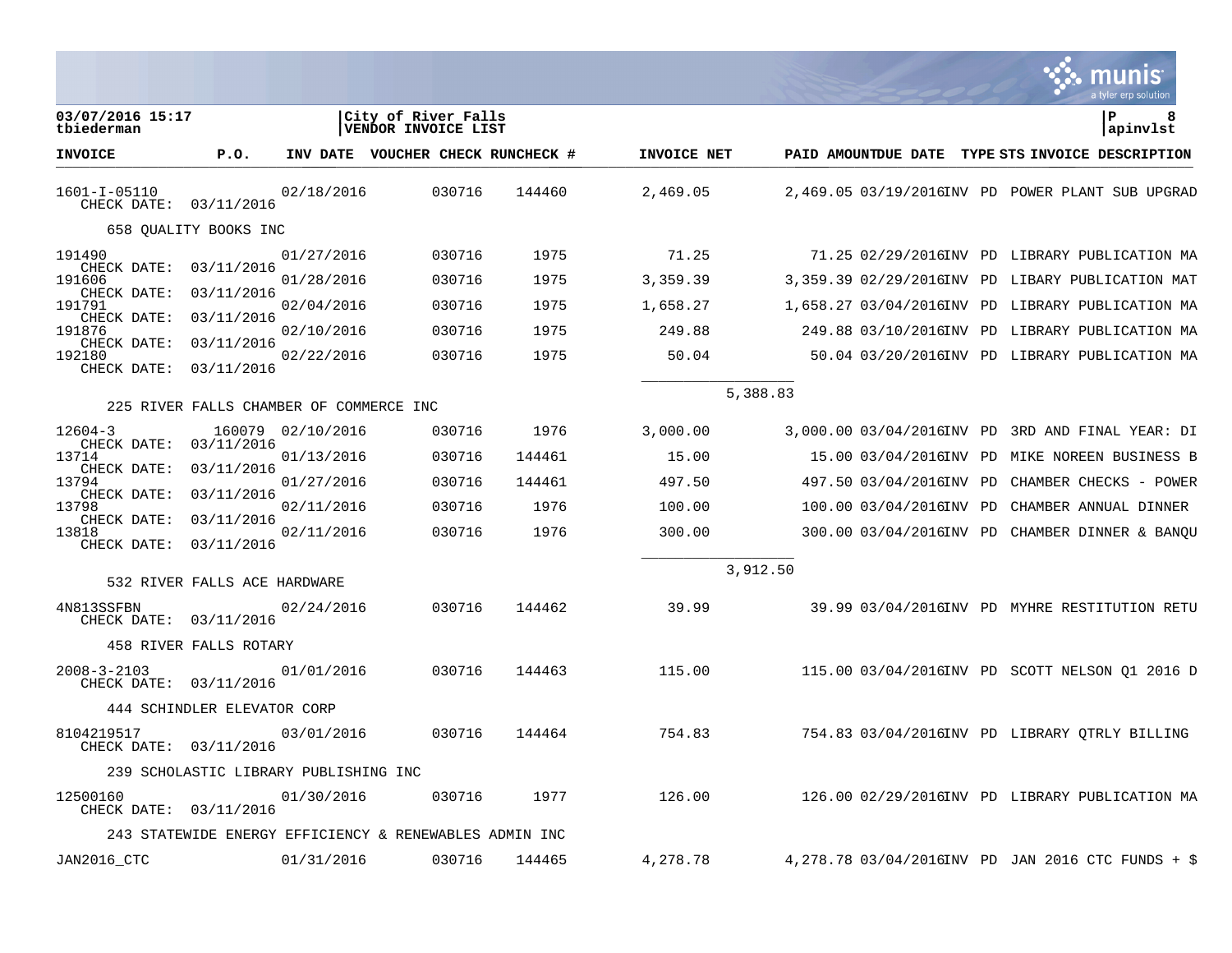| INVOICE | P.O. | INV DATE | VOUCHER | CHECK RUN | CHECK # | INVOICE NET | PAID AMOUNT | DUE DATE | TYPE | STS | INVOICE DESCRIPTION |
|---|---|---|---|---|---|---|---|---|---|---|---|
| 1601-I-05110 CHECK DATE: 03/11/2016 | | 02/18/2016 | | 030716 | 144460 | 2,469.05 | 2,469.05 | 03/19/2016 | INV | PD | POWER PLANT SUB UPGRAD |
| 658 QUALITY BOOKS INC | | | | | | | | | | | |
| 191490 CHECK DATE: 03/11/2016 | | 01/27/2016 | | 030716 | 1975 | 71.25 | 71.25 | 02/29/2016 | INV | PD | LIBRARY PUBLICATION MA |
| 191606 CHECK DATE: 03/11/2016 | | 01/28/2016 | | 030716 | 1975 | 3,359.39 | 3,359.39 | 02/29/2016 | INV | PD | LIBARY PUBLICATION MAT |
| 191791 CHECK DATE: 03/11/2016 | | 02/04/2016 | | 030716 | 1975 | 1,658.27 | 1,658.27 | 03/04/2016 | INV | PD | LIBRARY PUBLICATION MA |
| 191876 CHECK DATE: 03/11/2016 | | 02/10/2016 | | 030716 | 1975 | 249.88 | 249.88 | 03/10/2016 | INV | PD | LIBRARY PUBLICATION MA |
| 192180 CHECK DATE: 03/11/2016 | | 02/22/2016 | | 030716 | 1975 | 50.04 | 50.04 | 03/20/2016 | INV | PD | LIBRARY PUBLICATION MA |
| | | | | | | 5,388.83 | | | | | |
| 225 RIVER FALLS CHAMBER OF COMMERCE INC | | | | | | | | | | | |
| 12604-3 CHECK DATE: 03/11/2016 | 160079 | 02/10/2016 | | 030716 | 1976 | 3,000.00 | 3,000.00 | 03/04/2016 | INV | PD | 3RD AND FINAL YEAR: DI |
| 13714 CHECK DATE: 03/11/2016 | | 01/13/2016 | | 030716 | 144461 | 15.00 | 15.00 | 03/04/2016 | INV | PD | MIKE NOREEN BUSINESS B |
| 13794 CHECK DATE: 03/11/2016 | | 01/27/2016 | | 030716 | 144461 | 497.50 | 497.50 | 03/04/2016 | INV | PD | CHAMBER CHECKS - POWER |
| 13798 CHECK DATE: 03/11/2016 | | 02/11/2016 | | 030716 | 1976 | 100.00 | 100.00 | 03/04/2016 | INV | PD | CHAMBER ANNUAL DINNER |
| 13818 CHECK DATE: 03/11/2016 | | 02/11/2016 | | 030716 | 1976 | 300.00 | 300.00 | 03/04/2016 | INV | PD | CHAMBER DINNER & BANQU |
| | | | | | | 3,912.50 | | | | | |
| 532 RIVER FALLS ACE HARDWARE | | | | | | | | | | | |
| 4N813SSFBN CHECK DATE: 03/11/2016 | | 02/24/2016 | | 030716 | 144462 | 39.99 | 39.99 | 03/04/2016 | INV | PD | MYHRE RESTITUTION RETU |
| 458 RIVER FALLS ROTARY | | | | | | | | | | | |
| 2008-3-2103 CHECK DATE: 03/11/2016 | | 01/01/2016 | | 030716 | 144463 | 115.00 | 115.00 | 03/04/2016 | INV | PD | SCOTT NELSON Q1 2016 D |
| 444 SCHINDLER ELEVATOR CORP | | | | | | | | | | | |
| 8104219517 CHECK DATE: 03/11/2016 | | 03/01/2016 | | 030716 | 144464 | 754.83 | 754.83 | 03/04/2016 | INV | PD | LIBRARY QTRLY BILLING |
| 239 SCHOLASTIC LIBRARY PUBLISHING INC | | | | | | | | | | | |
| 12500160 CHECK DATE: 03/11/2016 | | 01/30/2016 | | 030716 | 1977 | 126.00 | 126.00 | 02/29/2016 | INV | PD | LIBRARY PUBLICATION MA |
| 243 STATEWIDE ENERGY EFFICIENCY & RENEWABLES ADMIN INC | | | | | | | | | | | |
| JAN2016_CTC | | 01/31/2016 | | 030716 | 144465 | 4,278.78 | 4,278.78 | 03/04/2016 | INV | PD | JAN 2016 CTC FUNDS + $ |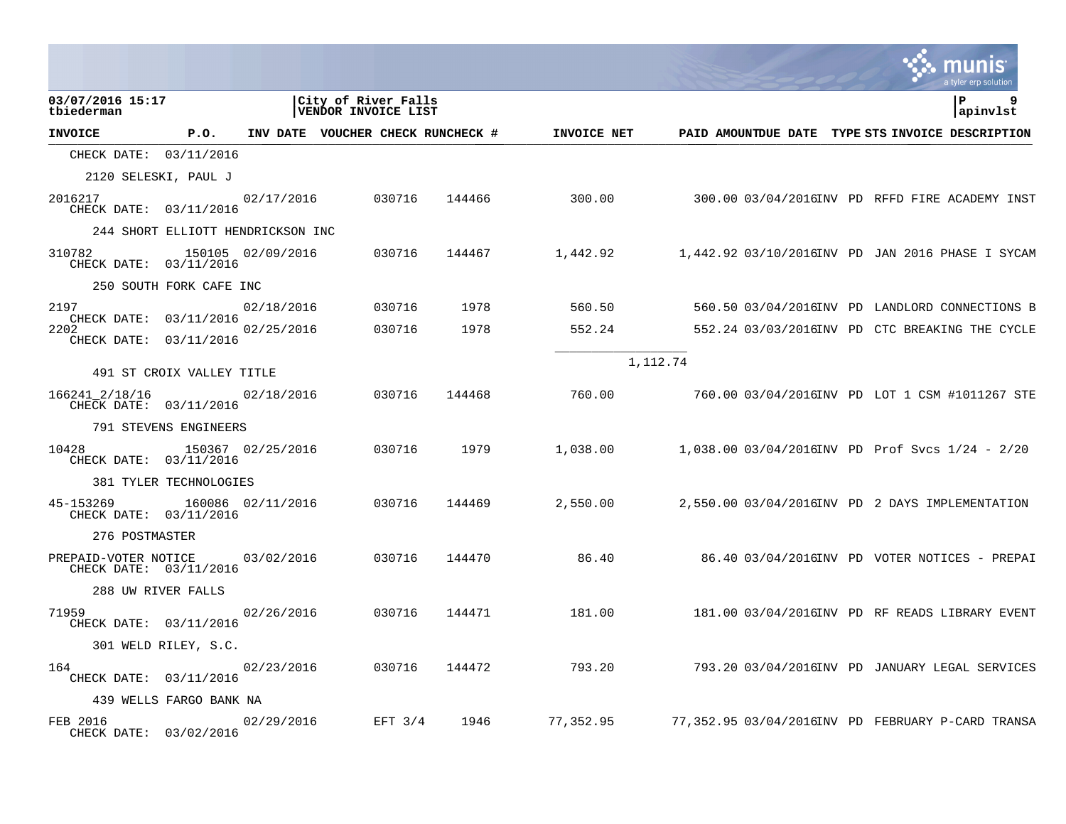03/07/2016 15:17
tbiederman

City of River Falls
VENDOR INVOICE LIST

apinvlst

| INVOICE | P.O. | INV DATE | VOUCHER | CHECK RUN | CHECK # | INVOICE NET | PAID AMOUNT | DUE DATE | TYPE | STS | INVOICE DESCRIPTION |
|---|---|---|---|---|---|---|---|---|---|---|---|
| CHECK DATE: 03/11/2016 | | | | | | | | | | | |
| 2120 SELESKI, PAUL J | | | | | | | | | | | |
| 2016217 | | 02/17/2016 | | 030716 | 144466 | 300.00 | 300.00 | 03/04/2016 | INV | PD | RFFD FIRE ACADEMY INST |
| CHECK DATE: 03/11/2016 | | | | | | | | | | | |
| 244 SHORT ELLIOTT HENDRICKSON INC | | | | | | | | | | | |
| 310782 | 150105 | 02/09/2016 | | 030716 | 144467 | 1,442.92 | 1,442.92 | 03/10/2016 | INV | PD | JAN 2016 PHASE I SYCAM |
| CHECK DATE: 03/11/2016 | | | | | | | | | | | |
| 250 SOUTH FORK CAFE INC | | | | | | | | | | | |
| 2197 | | 02/18/2016 | | 030716 | 1978 | 560.50 | 560.50 | 03/04/2016 | INV | PD | LANDLORD CONNECTIONS B |
| CHECK DATE: 03/11/2016 | | | | | | | | | | | |
| 2202 | | 02/25/2016 | | 030716 | 1978 | 552.24 | 552.24 | 03/03/2016 | INV | PD | CTC BREAKING THE CYCLE |
| CHECK DATE: 03/11/2016 | | | | | | | | | | | |
| | | | | | | 1,112.74 | | | | | |
| 491 ST CROIX VALLEY TITLE | | | | | | | | | | | |
| 166241_2/18/16 | | 02/18/2016 | | 030716 | 144468 | 760.00 | 760.00 | 03/04/2016 | INV | PD | LOT 1 CSM #1011267 STE |
| CHECK DATE: 03/11/2016 | | | | | | | | | | | |
| 791 STEVENS ENGINEERS | | | | | | | | | | | |
| 10428 | 150367 | 02/25/2016 | | 030716 | 1979 | 1,038.00 | 1,038.00 | 03/04/2016 | INV | PD | Prof Svcs 1/24 - 2/20 |
| CHECK DATE: 03/11/2016 | | | | | | | | | | | |
| 381 TYLER TECHNOLOGIES | | | | | | | | | | | |
| 45-153269 | 160086 | 02/11/2016 | | 030716 | 144469 | 2,550.00 | 2,550.00 | 03/04/2016 | INV | PD | 2 DAYS IMPLEMENTATION |
| CHECK DATE: 03/11/2016 | | | | | | | | | | | |
| 276 POSTMASTER | | | | | | | | | | | |
| PREPAID-VOTER NOTICE | | 03/02/2016 | | 030716 | 144470 | 86.40 | 86.40 | 03/04/2016 | INV | PD | VOTER NOTICES - PREPAI |
| CHECK DATE: 03/11/2016 | | | | | | | | | | | |
| 288 UW RIVER FALLS | | | | | | | | | | | |
| 71959 | | 02/26/2016 | | 030716 | 144471 | 181.00 | 181.00 | 03/04/2016 | INV | PD | RF READS LIBRARY EVENT |
| CHECK DATE: 03/11/2016 | | | | | | | | | | | |
| 301 WELD RILEY, S.C. | | | | | | | | | | | |
| 164 | | 02/23/2016 | | 030716 | 144472 | 793.20 | 793.20 | 03/04/2016 | INV | PD | JANUARY LEGAL SERVICES |
| CHECK DATE: 03/11/2016 | | | | | | | | | | | |
| 439 WELLS FARGO BANK NA | | | | | | | | | | | |
| FEB 2016 | | 02/29/2016 | | EFT 3/4 | 1946 | 77,352.95 | 77,352.95 | 03/04/2016 | INV | PD | FEBRUARY P-CARD TRANSA |
| CHECK DATE: 03/02/2016 | | | | | | | | | | | |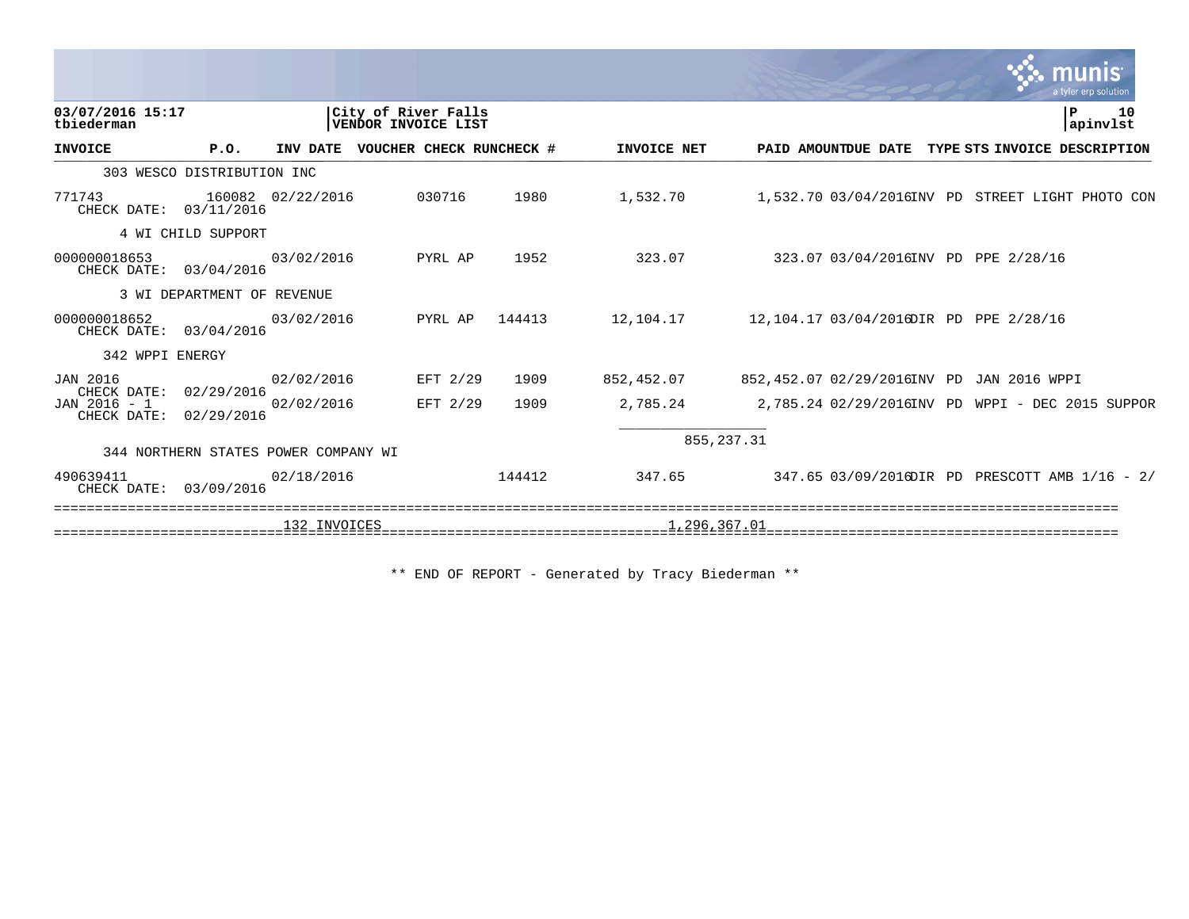03/07/2016 15:17 tbiederman | City of River Falls VENDOR INVOICE LIST | P 10 apinvlst

| INVOICE | P.O. | INV DATE | VOUCHER | CHECK RUN | CHECK # | INVOICE NET | PAID AMOUNT | DUE DATE | TYPE | STS | INVOICE DESCRIPTION |
|---|---|---|---|---|---|---|---|---|---|---|---|
| 303 WESCO DISTRIBUTION INC | | | | | | | | | | | |
| 771743 CHECK DATE: 03/11/2016 | 160082 | 02/22/2016 | | 030716 | 1980 | 1,532.70 | 1,532.70 | 03/04/2016 | INV | PD | STREET LIGHT PHOTO CON |
| 4 WI CHILD SUPPORT | | | | | | | | | | | |
| 000000018653 CHECK DATE: 03/04/2016 | | 03/02/2016 | | PYRL AP | 1952 | 323.07 | 323.07 | 03/04/2016 | INV | PD | PPE 2/28/16 |
| 3 WI DEPARTMENT OF REVENUE | | | | | | | | | | | |
| 000000018652 CHECK DATE: 03/04/2016 | | 03/02/2016 | | PYRL AP | 144413 | 12,104.17 | 12,104.17 | 03/04/2016 | DIR | PD | PPE 2/28/16 |
| 342 WPPI ENERGY | | | | | | | | | | | |
| JAN 2016 CHECK DATE: 02/29/2016 | | 02/02/2016 | | EFT 2/29 | 1909 | 852,452.07 | 852,452.07 | 02/29/2016 | INV | PD | JAN 2016 WPPI |
| JAN 2016 - 1 CHECK DATE: 02/29/2016 | | 02/02/2016 | | EFT 2/29 | 1909 | 2,785.24 | 2,785.24 | 02/29/2016 | INV | PD | WPPI - DEC 2015 SUPPOR |
| | | | | | | 855,237.31 | | | | | |
| 344 NORTHERN STATES POWER COMPANY WI | | | | | | | | | | | |
| 490639411 CHECK DATE: 03/09/2016 | | 02/18/2016 | | | 144412 | 347.65 | 347.65 | 03/09/2016 | DIR | PD | PRESCOTT AMB 1/16 - 2/ |

132 INVOICES — 1,296,367.01

** END OF REPORT - Generated by Tracy Biederman **